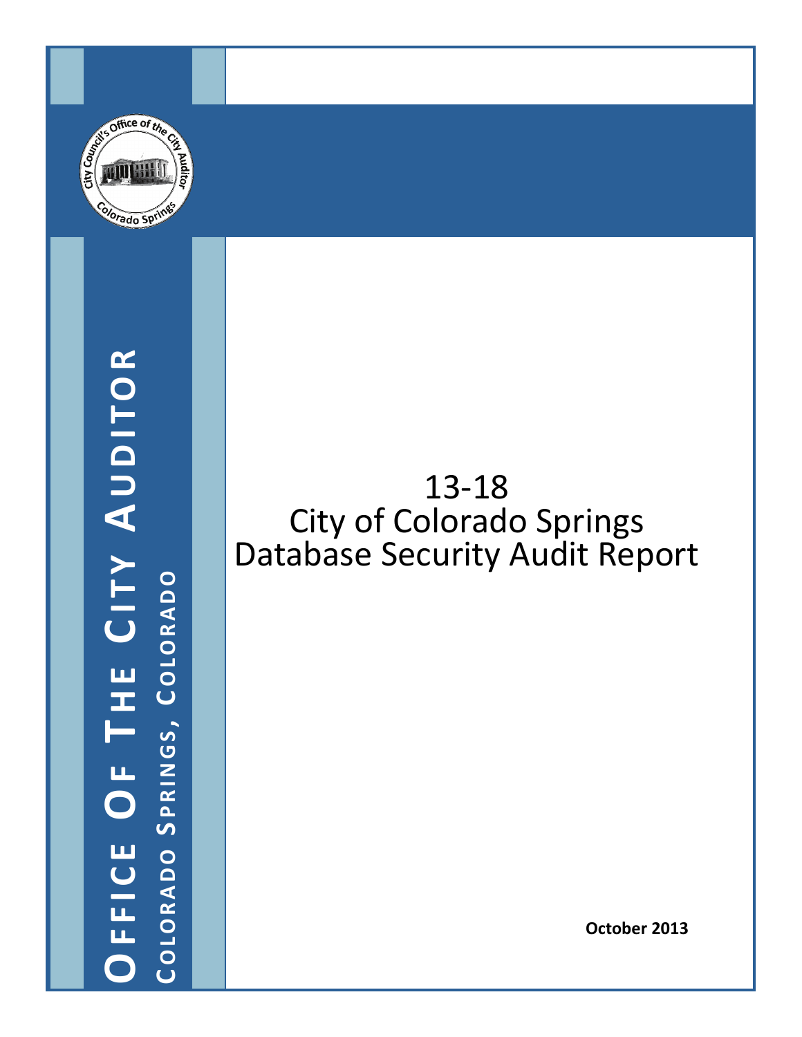**OFFICE OF THE CITY AUDITOR**

**COLORADO SPRINGS, COLORADO**

# 13-18
# City of Colorado Springs
# Database Security Audit Report

**October 2013**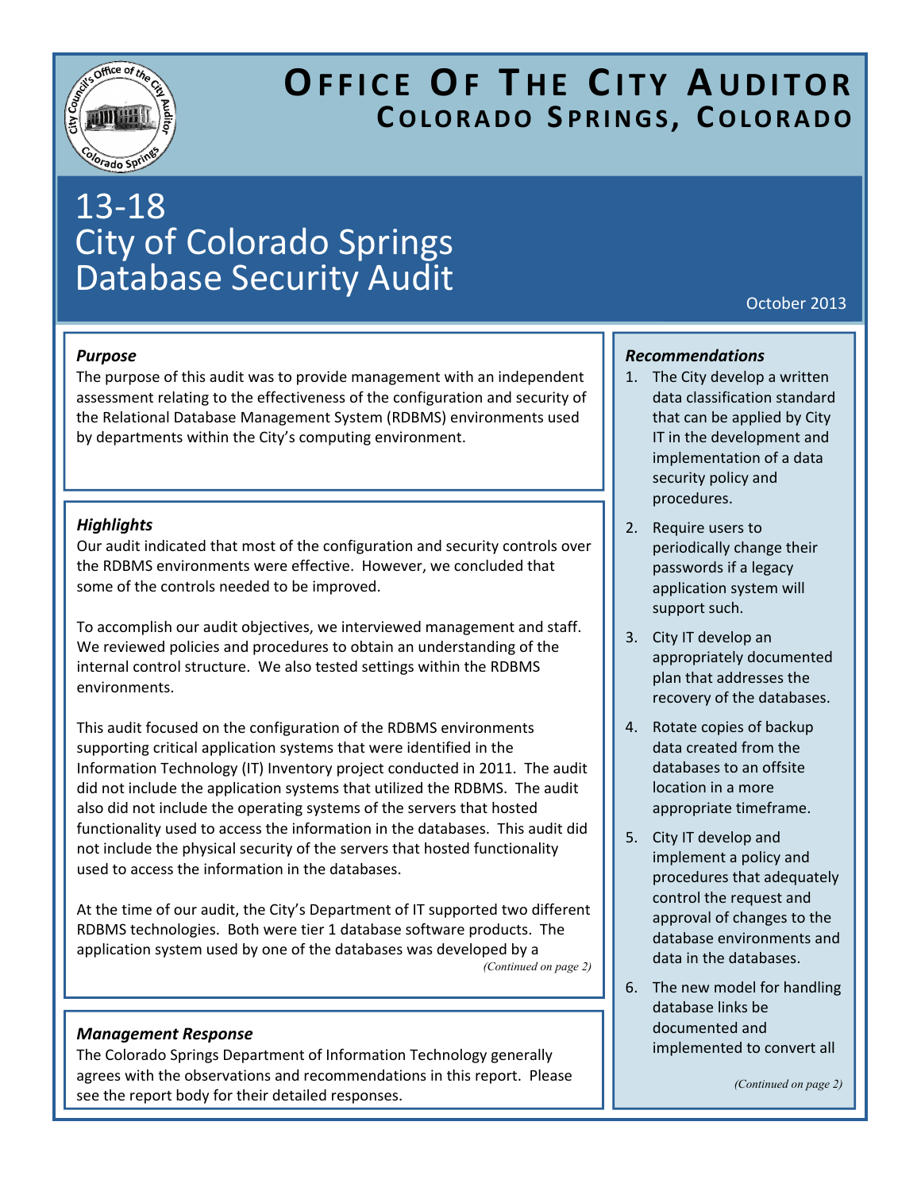# OFFICE OF THE CITY AUDITOR
## COLORADO SPRINGS, COLORADO

# 13-18
# City of Colorado Springs Database Security Audit

October 2013

### *Purpose*

The purpose of this audit was to provide management with an independent assessment relating to the effectiveness of the configuration and security of the Relational Database Management System (RDBMS) environments used by departments within the City's computing environment.

### *Highlights*

Our audit indicated that most of the configuration and security controls over the RDBMS environments were effective. However, we concluded that some of the controls needed to be improved.

To accomplish our audit objectives, we interviewed management and staff. We reviewed policies and procedures to obtain an understanding of the internal control structure. We also tested settings within the RDBMS environments.

This audit focused on the configuration of the RDBMS environments supporting critical application systems that were identified in the Information Technology (IT) Inventory project conducted in 2011. The audit did not include the application systems that utilized the RDBMS. The audit also did not include the operating systems of the servers that hosted functionality used to access the information in the databases. This audit did not include the physical security of the servers that hosted functionality used to access the information in the databases.

At the time of our audit, the City's Department of IT supported two different RDBMS technologies. Both were tier 1 database software products. The application system used by one of the databases was developed by a

*(Continued on page 2)*

### *Management Response*

The Colorado Springs Department of Information Technology generally agrees with the observations and recommendations in this report. Please see the report body for their detailed responses.

### *Recommendations*

1. The City develop a written data classification standard that can be applied by City IT in the development and implementation of a data security policy and procedures.
2. Require users to periodically change their passwords if a legacy application system will support such.
3. City IT develop an appropriately documented plan that addresses the recovery of the databases.
4. Rotate copies of backup data created from the databases to an offsite location in a more appropriate timeframe.
5. City IT develop and implement a policy and procedures that adequately control the request and approval of changes to the database environments and data in the databases.
6. The new model for handling database links be documented and implemented to convert all

*(Continued on page 2)*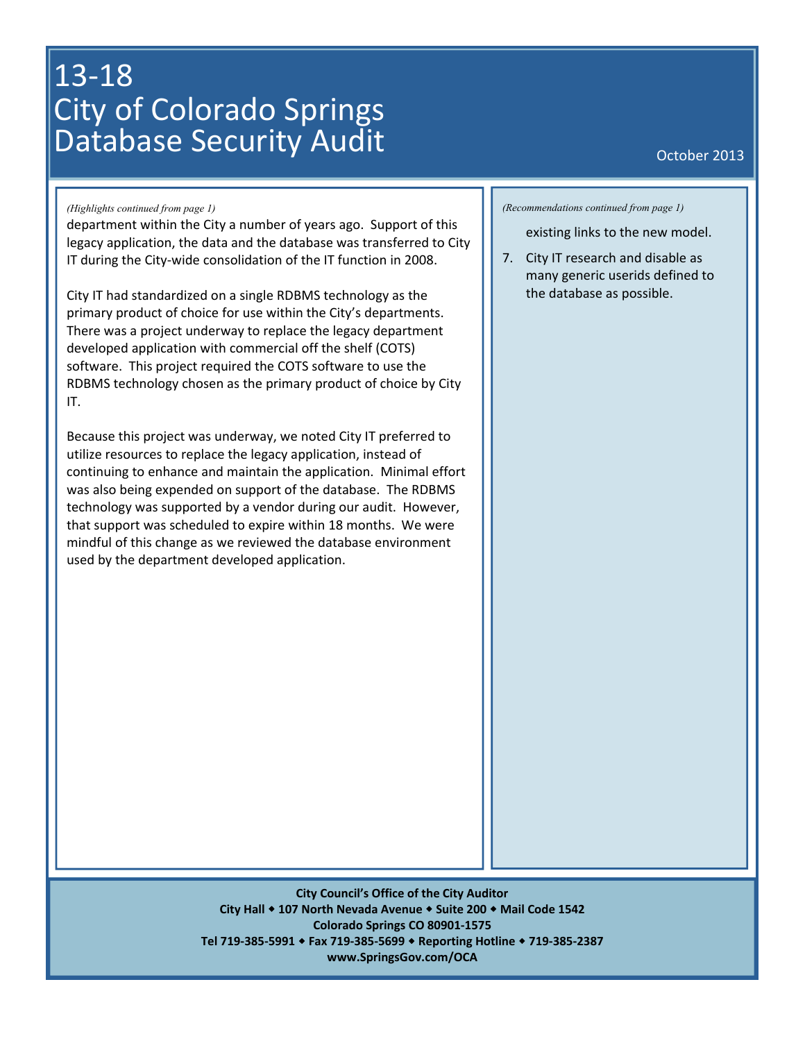# 13-18 City of Colorado Springs Database Security Audit

October 2013

*(Highlights continued from page 1)*

department within the City a number of years ago. Support of this legacy application, the data and the database was transferred to City IT during the City-wide consolidation of the IT function in 2008.

City IT had standardized on a single RDBMS technology as the primary product of choice for use within the City's departments. There was a project underway to replace the legacy department developed application with commercial off the shelf (COTS) software. This project required the COTS software to use the RDBMS technology chosen as the primary product of choice by City IT.

Because this project was underway, we noted City IT preferred to utilize resources to replace the legacy application, instead of continuing to enhance and maintain the application. Minimal effort was also being expended on support of the database. The RDBMS technology was supported by a vendor during our audit. However, that support was scheduled to expire within 18 months. We were mindful of this change as we reviewed the database environment used by the department developed application.

*(Recommendations continued from page 1)*

existing links to the new model.

7. City IT research and disable as many generic userids defined to the database as possible.

**City Council's Office of the City Auditor**
**City Hall ◆ 107 North Nevada Avenue ◆ Suite 200 ◆ Mail Code 1542**
**Colorado Springs CO 80901-1575**
**Tel 719-385-5991 ◆ Fax 719-385-5699 ◆ Reporting Hotline ◆ 719-385-2387**
**www.SpringsGov.com/OCA**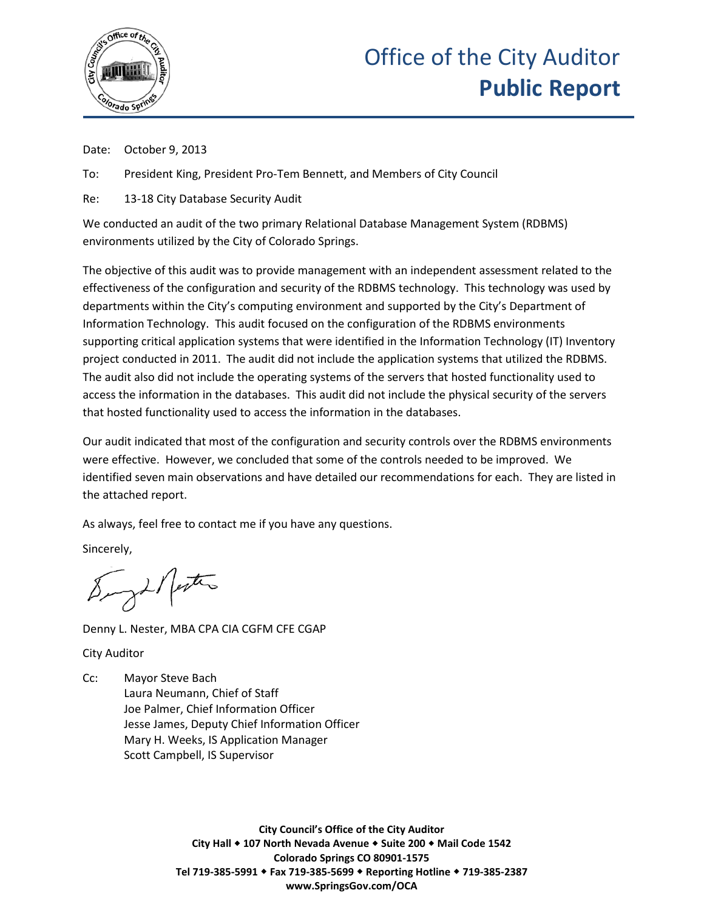# Office of the City Auditor
# **Public Report**

Date: October 9, 2013

To: President King, President Pro-Tem Bennett, and Members of City Council

Re: 13-18 City Database Security Audit

We conducted an audit of the two primary Relational Database Management System (RDBMS) environments utilized by the City of Colorado Springs.

The objective of this audit was to provide management with an independent assessment related to the effectiveness of the configuration and security of the RDBMS technology. This technology was used by departments within the City's computing environment and supported by the City's Department of Information Technology. This audit focused on the configuration of the RDBMS environments supporting critical application systems that were identified in the Information Technology (IT) Inventory project conducted in 2011. The audit did not include the application systems that utilized the RDBMS. The audit also did not include the operating systems of the servers that hosted functionality used to access the information in the databases. This audit did not include the physical security of the servers that hosted functionality used to access the information in the databases.

Our audit indicated that most of the configuration and security controls over the RDBMS environments were effective. However, we concluded that some of the controls needed to be improved. We identified seven main observations and have detailed our recommendations for each. They are listed in the attached report.

As always, feel free to contact me if you have any questions.

Sincerely,

Denny L. Nester, MBA CPA CIA CGFM CFE CGAP

City Auditor

Cc: Mayor Steve Bach
Laura Neumann, Chief of Staff
Joe Palmer, Chief Information Officer
Jesse James, Deputy Chief Information Officer
Mary H. Weeks, IS Application Manager
Scott Campbell, IS Supervisor

**City Council's Office of the City Auditor**
**City Hall ◆ 107 North Nevada Avenue ◆ Suite 200 ◆ Mail Code 1542**
**Colorado Springs CO 80901-1575**
**Tel 719-385-5991 ◆ Fax 719-385-5699 ◆ Reporting Hotline ◆ 719-385-2387**
**www.SpringsGov.com/OCA**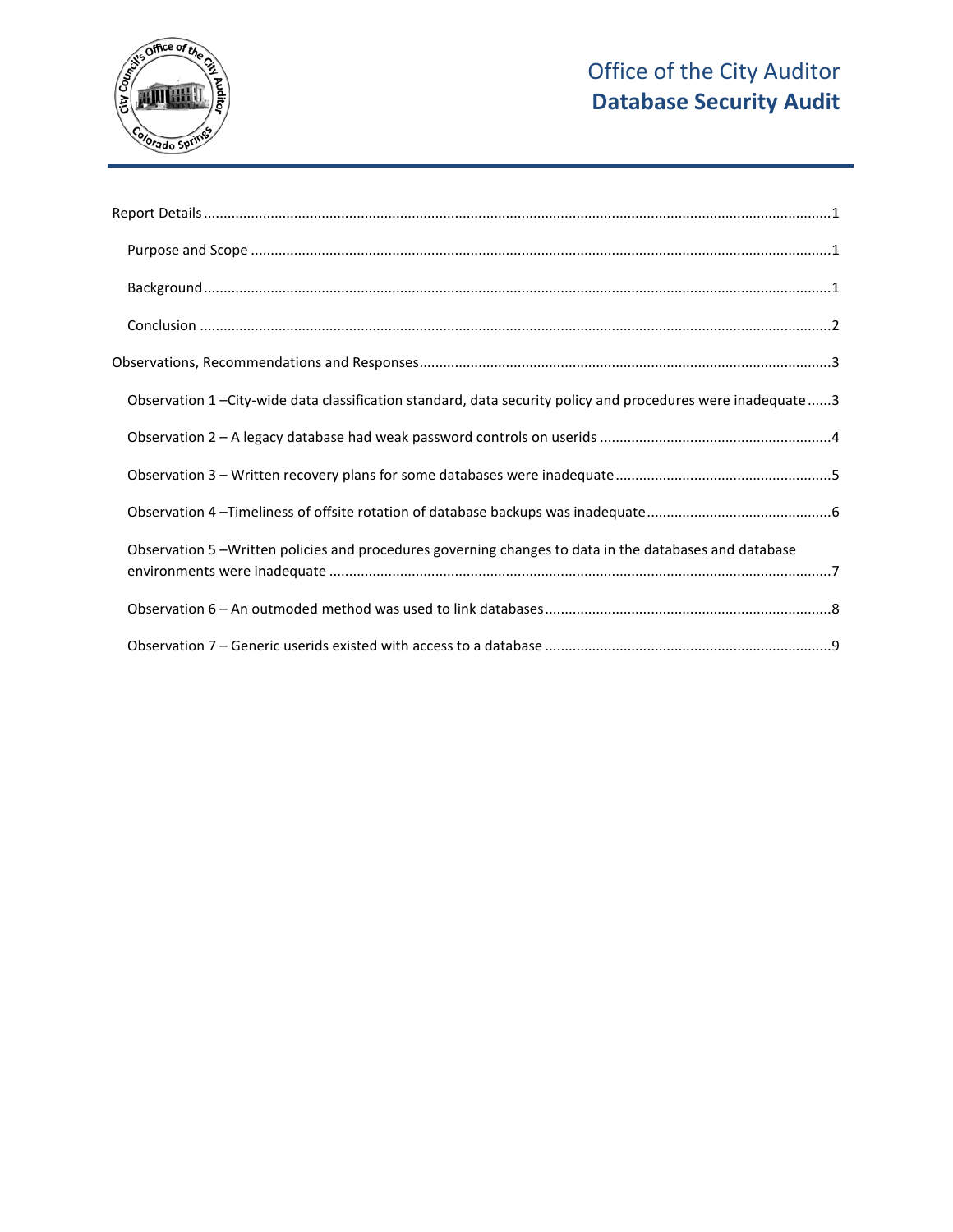Report Details ..........1

- Purpose and Scope ..........1
- Background ..........1
- Conclusion ..........2

Observations, Recommendations and Responses ..........3

- Observation 1 –City-wide data classification standard, data security policy and procedures were inadequate ..........3
- Observation 2 – A legacy database had weak password controls on userids ..........4
- Observation 3 – Written recovery plans for some databases were inadequate ..........5
- Observation 4 –Timeliness of offsite rotation of database backups was inadequate ..........6
- Observation 5 –Written policies and procedures governing changes to data in the databases and database environments were inadequate ..........7
- Observation 6 – An outmoded method was used to link databases ..........8
- Observation 7 – Generic userids existed with access to a database ..........9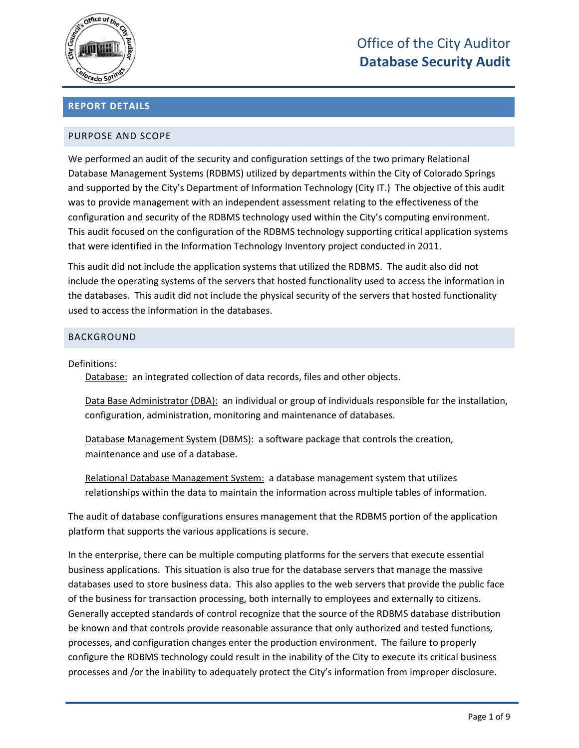## REPORT DETAILS

### PURPOSE AND SCOPE

We performed an audit of the security and configuration settings of the two primary Relational Database Management Systems (RDBMS) utilized by departments within the City of Colorado Springs and supported by the City's Department of Information Technology (City IT.) The objective of this audit was to provide management with an independent assessment relating to the effectiveness of the configuration and security of the RDBMS technology used within the City's computing environment. This audit focused on the configuration of the RDBMS technology supporting critical application systems that were identified in the Information Technology Inventory project conducted in 2011.

This audit did not include the application systems that utilized the RDBMS. The audit also did not include the operating systems of the servers that hosted functionality used to access the information in the databases. This audit did not include the physical security of the servers that hosted functionality used to access the information in the databases.

### BACKGROUND

Definitions:

Database: an integrated collection of data records, files and other objects.

Data Base Administrator (DBA): an individual or group of individuals responsible for the installation, configuration, administration, monitoring and maintenance of databases.

Database Management System (DBMS): a software package that controls the creation, maintenance and use of a database.

Relational Database Management System: a database management system that utilizes relationships within the data to maintain the information across multiple tables of information.

The audit of database configurations ensures management that the RDBMS portion of the application platform that supports the various applications is secure.

In the enterprise, there can be multiple computing platforms for the servers that execute essential business applications. This situation is also true for the database servers that manage the massive databases used to store business data. This also applies to the web servers that provide the public face of the business for transaction processing, both internally to employees and externally to citizens. Generally accepted standards of control recognize that the source of the RDBMS database distribution be known and that controls provide reasonable assurance that only authorized and tested functions, processes, and configuration changes enter the production environment. The failure to properly configure the RDBMS technology could result in the inability of the City to execute its critical business processes and /or the inability to adequately protect the City's information from improper disclosure.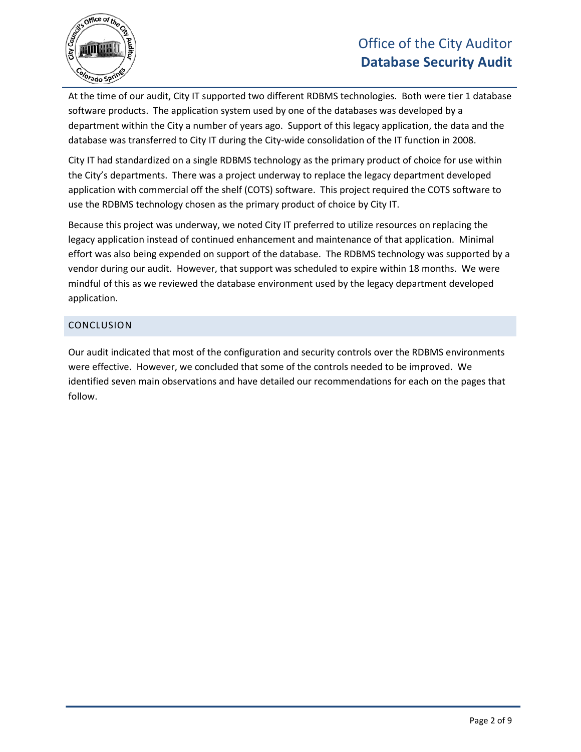At the time of our audit, City IT supported two different RDBMS technologies. Both were tier 1 database software products. The application system used by one of the databases was developed by a department within the City a number of years ago. Support of this legacy application, the data and the database was transferred to City IT during the City-wide consolidation of the IT function in 2008.

City IT had standardized on a single RDBMS technology as the primary product of choice for use within the City's departments. There was a project underway to replace the legacy department developed application with commercial off the shelf (COTS) software. This project required the COTS software to use the RDBMS technology chosen as the primary product of choice by City IT.

Because this project was underway, we noted City IT preferred to utilize resources on replacing the legacy application instead of continued enhancement and maintenance of that application. Minimal effort was also being expended on support of the database. The RDBMS technology was supported by a vendor during our audit. However, that support was scheduled to expire within 18 months. We were mindful of this as we reviewed the database environment used by the legacy department developed application.

## CONCLUSION

Our audit indicated that most of the configuration and security controls over the RDBMS environments were effective. However, we concluded that some of the controls needed to be improved. We identified seven main observations and have detailed our recommendations for each on the pages that follow.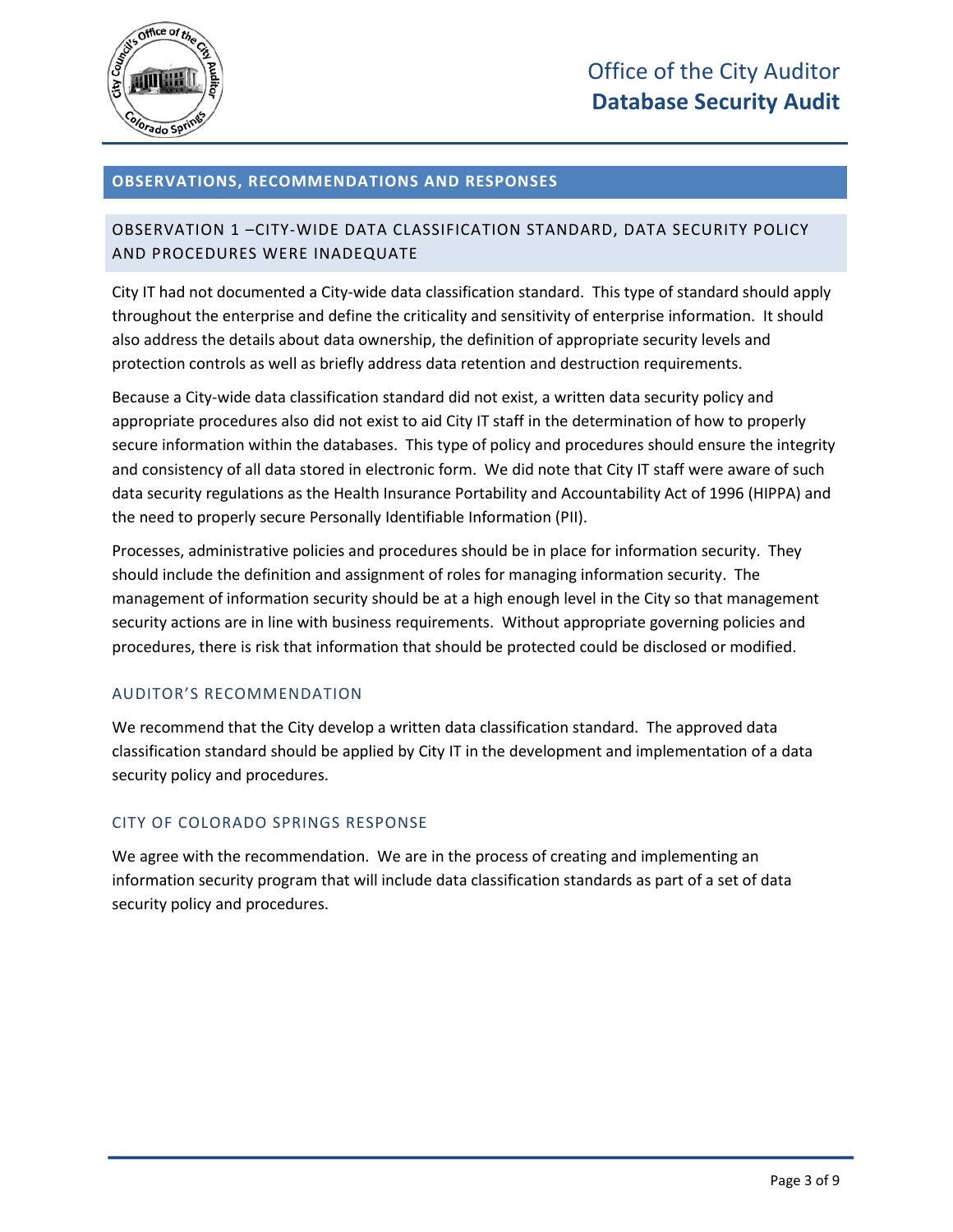## OBSERVATIONS, RECOMMENDATIONS AND RESPONSES

### OBSERVATION 1 –CITY-WIDE DATA CLASSIFICATION STANDARD, DATA SECURITY POLICY AND PROCEDURES WERE INADEQUATE

City IT had not documented a City-wide data classification standard. This type of standard should apply throughout the enterprise and define the criticality and sensitivity of enterprise information. It should also address the details about data ownership, the definition of appropriate security levels and protection controls as well as briefly address data retention and destruction requirements.

Because a City-wide data classification standard did not exist, a written data security policy and appropriate procedures also did not exist to aid City IT staff in the determination of how to properly secure information within the databases. This type of policy and procedures should ensure the integrity and consistency of all data stored in electronic form. We did note that City IT staff were aware of such data security regulations as the Health Insurance Portability and Accountability Act of 1996 (HIPPA) and the need to properly secure Personally Identifiable Information (PII).

Processes, administrative policies and procedures should be in place for information security. They should include the definition and assignment of roles for managing information security. The management of information security should be at a high enough level in the City so that management security actions are in line with business requirements. Without appropriate governing policies and procedures, there is risk that information that should be protected could be disclosed or modified.

#### AUDITOR'S RECOMMENDATION

We recommend that the City develop a written data classification standard. The approved data classification standard should be applied by City IT in the development and implementation of a data security policy and procedures.

#### CITY OF COLORADO SPRINGS RESPONSE

We agree with the recommendation. We are in the process of creating and implementing an information security program that will include data classification standards as part of a set of data security policy and procedures.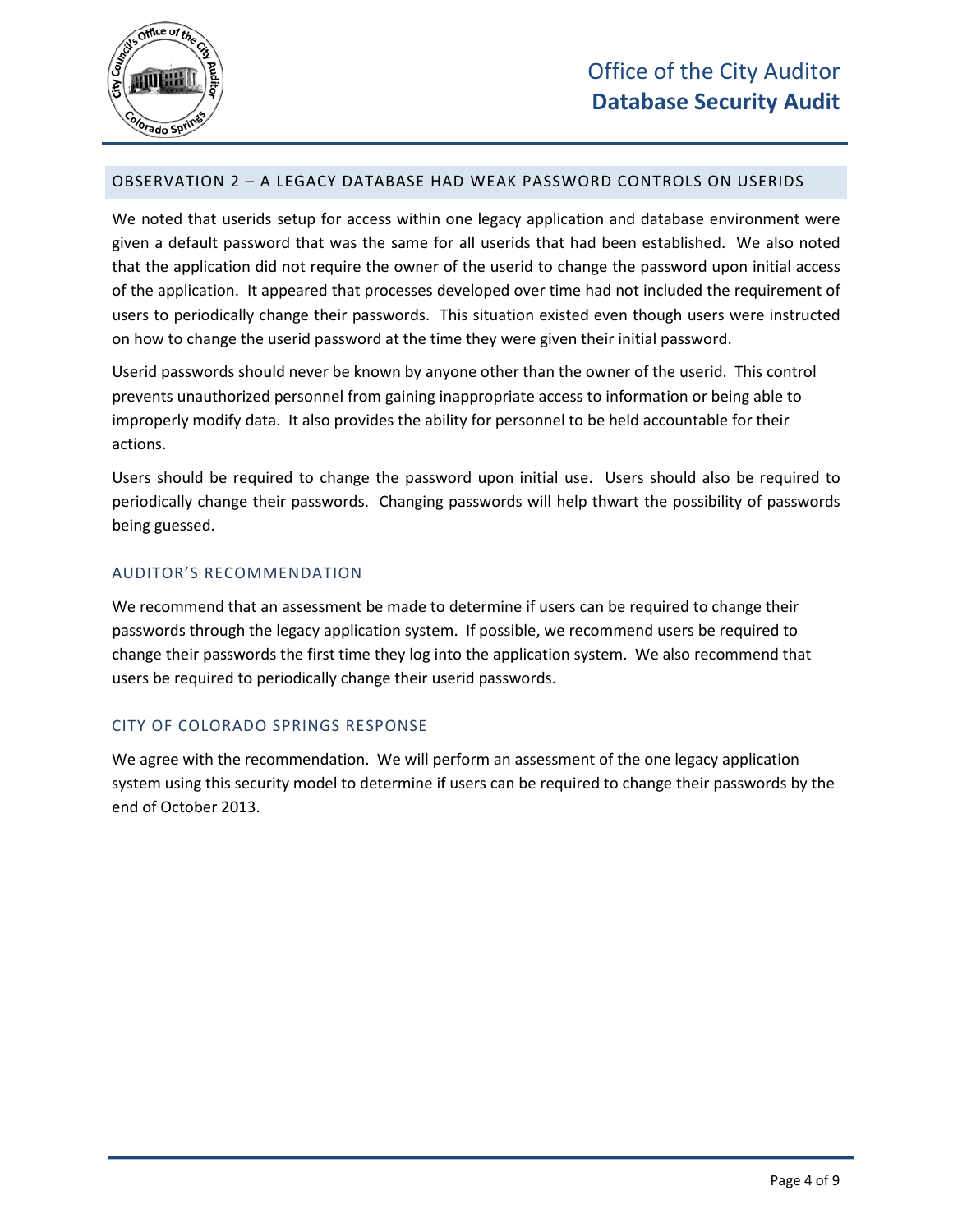## OBSERVATION 2 – A LEGACY DATABASE HAD WEAK PASSWORD CONTROLS ON USERIDS

We noted that userids setup for access within one legacy application and database environment were given a default password that was the same for all userids that had been established. We also noted that the application did not require the owner of the userid to change the password upon initial access of the application. It appeared that processes developed over time had not included the requirement of users to periodically change their passwords. This situation existed even though users were instructed on how to change the userid password at the time they were given their initial password.

Userid passwords should never be known by anyone other than the owner of the userid. This control prevents unauthorized personnel from gaining inappropriate access to information or being able to improperly modify data. It also provides the ability for personnel to be held accountable for their actions.

Users should be required to change the password upon initial use. Users should also be required to periodically change their passwords. Changing passwords will help thwart the possibility of passwords being guessed.

### AUDITOR'S RECOMMENDATION

We recommend that an assessment be made to determine if users can be required to change their passwords through the legacy application system. If possible, we recommend users be required to change their passwords the first time they log into the application system. We also recommend that users be required to periodically change their userid passwords.

### CITY OF COLORADO SPRINGS RESPONSE

We agree with the recommendation. We will perform an assessment of the one legacy application system using this security model to determine if users can be required to change their passwords by the end of October 2013.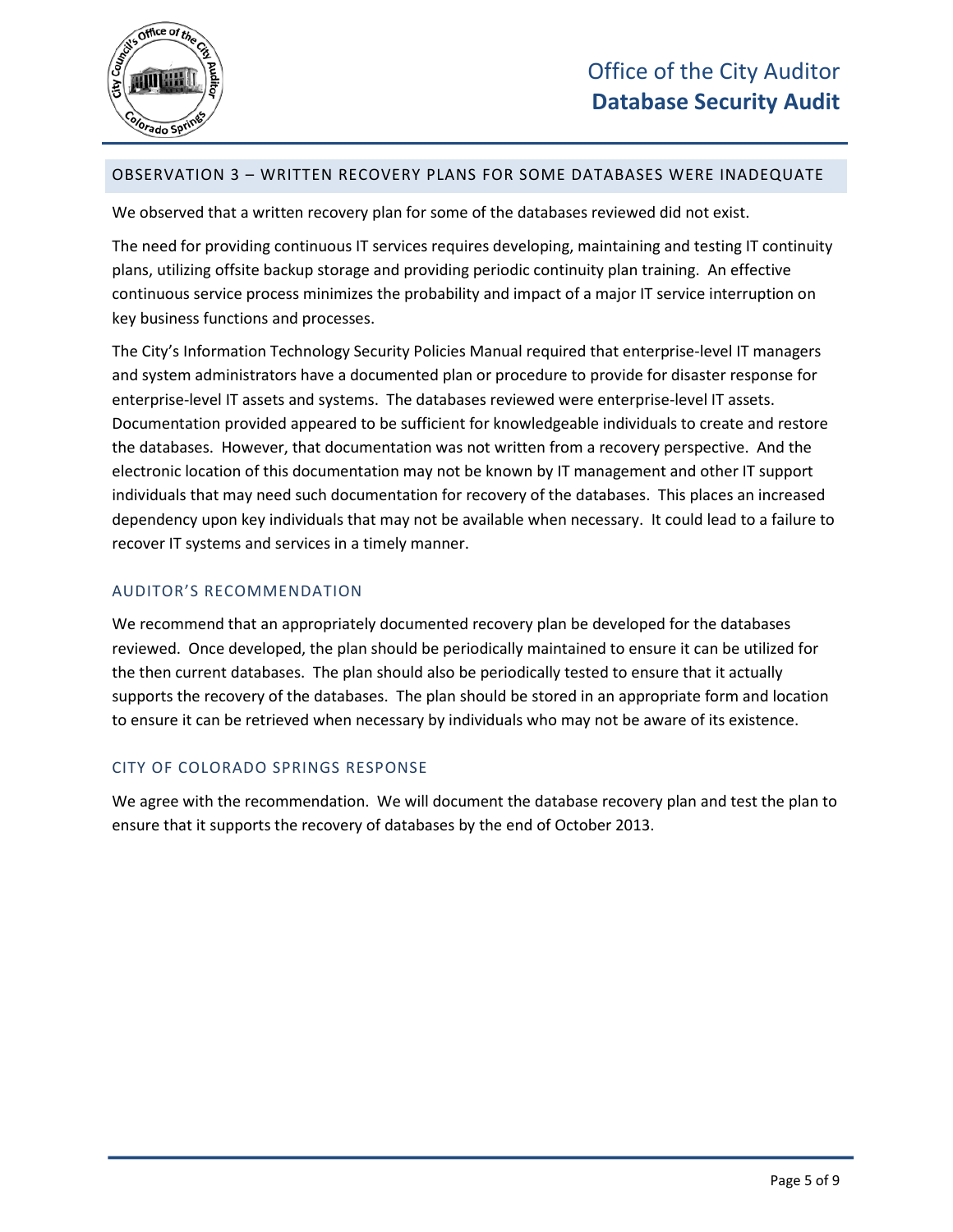## OBSERVATION 3 – WRITTEN RECOVERY PLANS FOR SOME DATABASES WERE INADEQUATE

We observed that a written recovery plan for some of the databases reviewed did not exist.

The need for providing continuous IT services requires developing, maintaining and testing IT continuity plans, utilizing offsite backup storage and providing periodic continuity plan training. An effective continuous service process minimizes the probability and impact of a major IT service interruption on key business functions and processes.

The City's Information Technology Security Policies Manual required that enterprise-level IT managers and system administrators have a documented plan or procedure to provide for disaster response for enterprise-level IT assets and systems. The databases reviewed were enterprise-level IT assets. Documentation provided appeared to be sufficient for knowledgeable individuals to create and restore the databases. However, that documentation was not written from a recovery perspective. And the electronic location of this documentation may not be known by IT management and other IT support individuals that may need such documentation for recovery of the databases. This places an increased dependency upon key individuals that may not be available when necessary. It could lead to a failure to recover IT systems and services in a timely manner.

### AUDITOR'S RECOMMENDATION

We recommend that an appropriately documented recovery plan be developed for the databases reviewed. Once developed, the plan should be periodically maintained to ensure it can be utilized for the then current databases. The plan should also be periodically tested to ensure that it actually supports the recovery of the databases. The plan should be stored in an appropriate form and location to ensure it can be retrieved when necessary by individuals who may not be aware of its existence.

### CITY OF COLORADO SPRINGS RESPONSE

We agree with the recommendation. We will document the database recovery plan and test the plan to ensure that it supports the recovery of databases by the end of October 2013.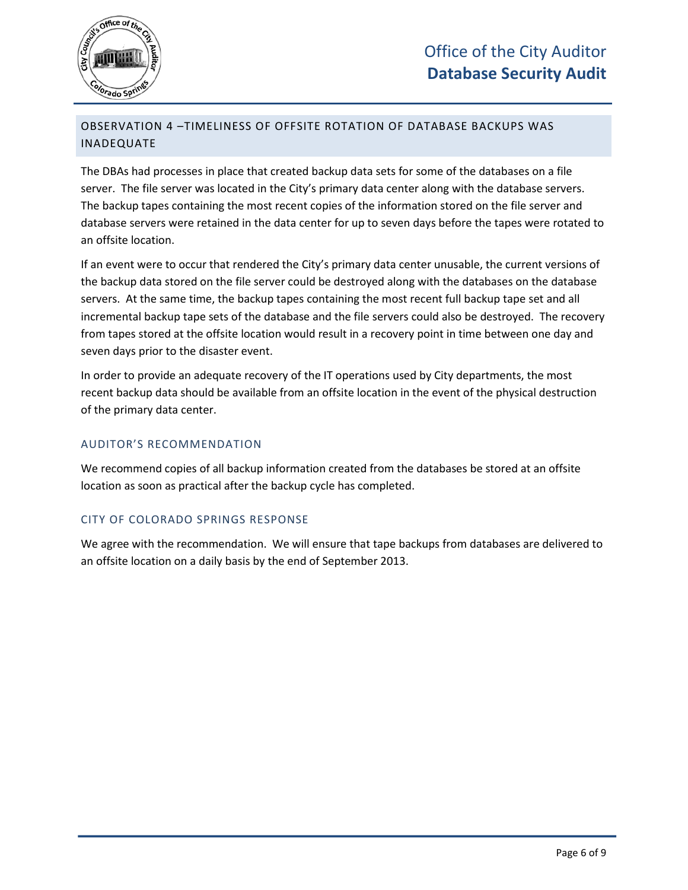## OBSERVATION 4 –TIMELINESS OF OFFSITE ROTATION OF DATABASE BACKUPS WAS INADEQUATE

The DBAs had processes in place that created backup data sets for some of the databases on a file server. The file server was located in the City's primary data center along with the database servers. The backup tapes containing the most recent copies of the information stored on the file server and database servers were retained in the data center for up to seven days before the tapes were rotated to an offsite location.

If an event were to occur that rendered the City's primary data center unusable, the current versions of the backup data stored on the file server could be destroyed along with the databases on the database servers. At the same time, the backup tapes containing the most recent full backup tape set and all incremental backup tape sets of the database and the file servers could also be destroyed. The recovery from tapes stored at the offsite location would result in a recovery point in time between one day and seven days prior to the disaster event.

In order to provide an adequate recovery of the IT operations used by City departments, the most recent backup data should be available from an offsite location in the event of the physical destruction of the primary data center.

### AUDITOR'S RECOMMENDATION

We recommend copies of all backup information created from the databases be stored at an offsite location as soon as practical after the backup cycle has completed.

### CITY OF COLORADO SPRINGS RESPONSE

We agree with the recommendation. We will ensure that tape backups from databases are delivered to an offsite location on a daily basis by the end of September 2013.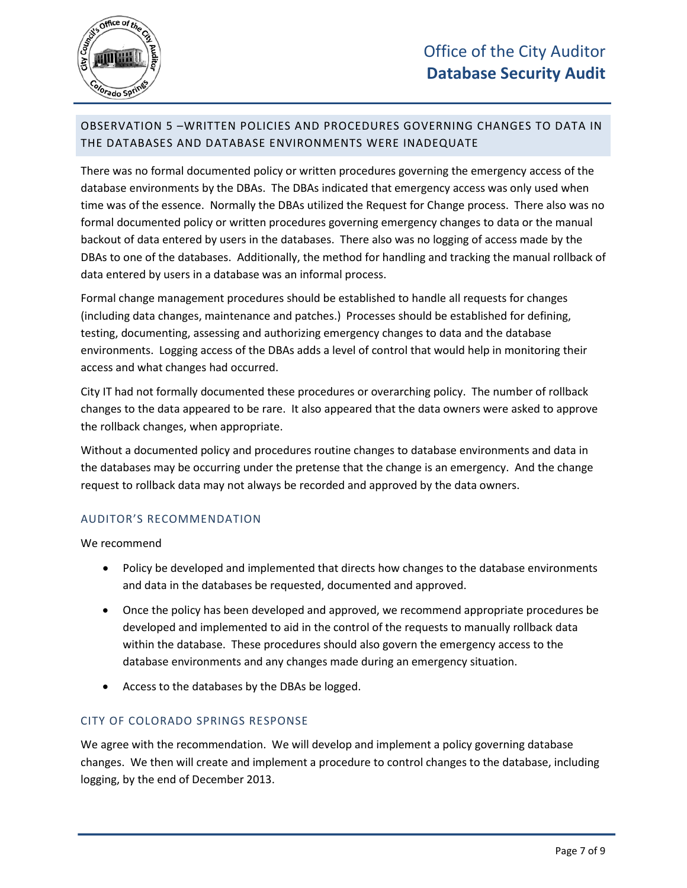## OBSERVATION 5 –WRITTEN POLICIES AND PROCEDURES GOVERNING CHANGES TO DATA IN THE DATABASES AND DATABASE ENVIRONMENTS WERE INADEQUATE

There was no formal documented policy or written procedures governing the emergency access of the database environments by the DBAs. The DBAs indicated that emergency access was only used when time was of the essence. Normally the DBAs utilized the Request for Change process. There also was no formal documented policy or written procedures governing emergency changes to data or the manual backout of data entered by users in the databases. There also was no logging of access made by the DBAs to one of the databases. Additionally, the method for handling and tracking the manual rollback of data entered by users in a database was an informal process.

Formal change management procedures should be established to handle all requests for changes (including data changes, maintenance and patches.) Processes should be established for defining, testing, documenting, assessing and authorizing emergency changes to data and the database environments. Logging access of the DBAs adds a level of control that would help in monitoring their access and what changes had occurred.

City IT had not formally documented these procedures or overarching policy. The number of rollback changes to the data appeared to be rare. It also appeared that the data owners were asked to approve the rollback changes, when appropriate.

Without a documented policy and procedures routine changes to database environments and data in the databases may be occurring under the pretense that the change is an emergency. And the change request to rollback data may not always be recorded and approved by the data owners.

### AUDITOR'S RECOMMENDATION

We recommend

- Policy be developed and implemented that directs how changes to the database environments and data in the databases be requested, documented and approved.
- Once the policy has been developed and approved, we recommend appropriate procedures be developed and implemented to aid in the control of the requests to manually rollback data within the database. These procedures should also govern the emergency access to the database environments and any changes made during an emergency situation.
- Access to the databases by the DBAs be logged.

### CITY OF COLORADO SPRINGS RESPONSE

We agree with the recommendation. We will develop and implement a policy governing database changes. We then will create and implement a procedure to control changes to the database, including logging, by the end of December 2013.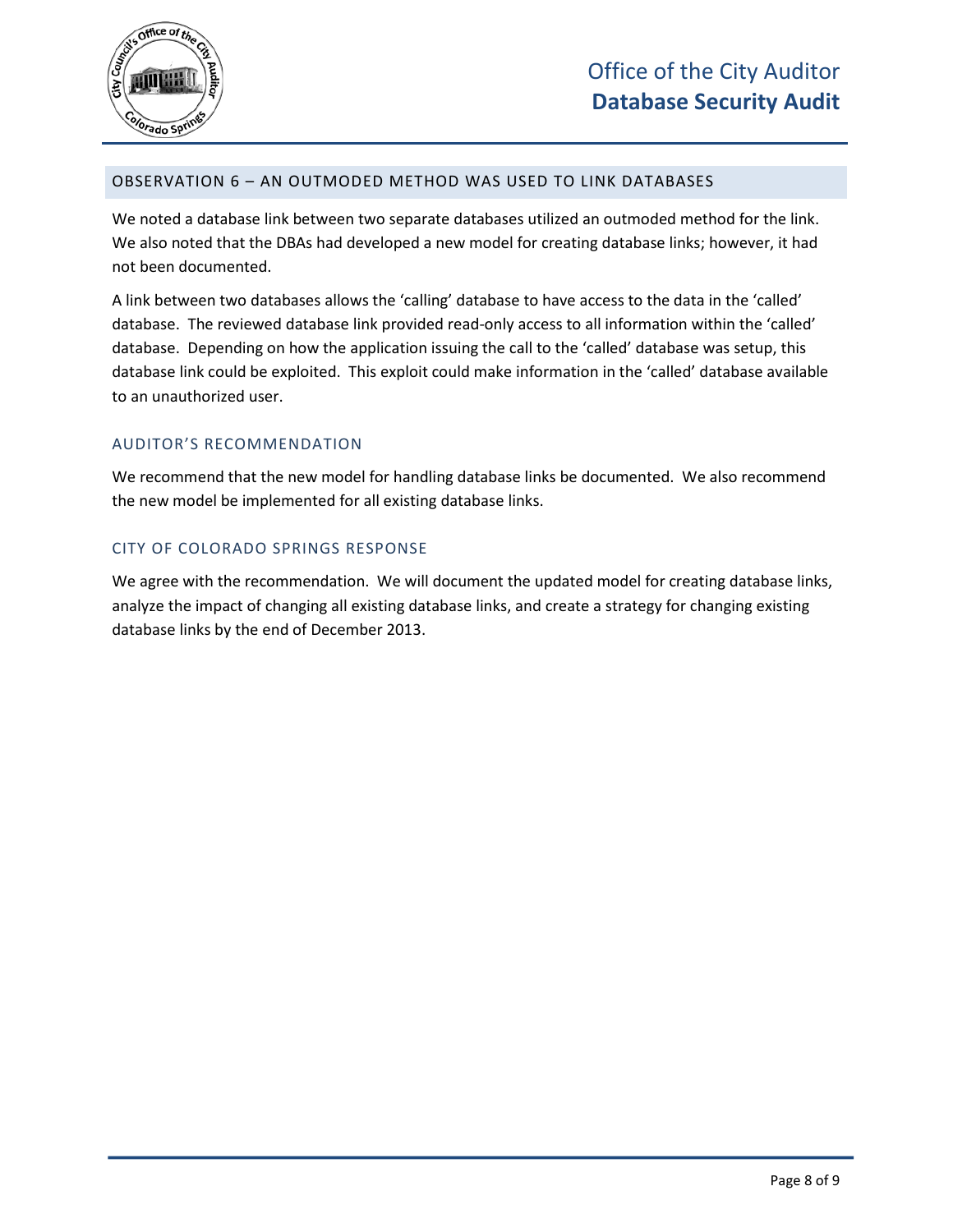## OBSERVATION 6 – AN OUTMODED METHOD WAS USED TO LINK DATABASES

We noted a database link between two separate databases utilized an outmoded method for the link. We also noted that the DBAs had developed a new model for creating database links; however, it had not been documented.

A link between two databases allows the 'calling' database to have access to the data in the 'called' database. The reviewed database link provided read-only access to all information within the 'called' database. Depending on how the application issuing the call to the 'called' database was setup, this database link could be exploited. This exploit could make information in the 'called' database available to an unauthorized user.

### AUDITOR'S RECOMMENDATION

We recommend that the new model for handling database links be documented. We also recommend the new model be implemented for all existing database links.

### CITY OF COLORADO SPRINGS RESPONSE

We agree with the recommendation. We will document the updated model for creating database links, analyze the impact of changing all existing database links, and create a strategy for changing existing database links by the end of December 2013.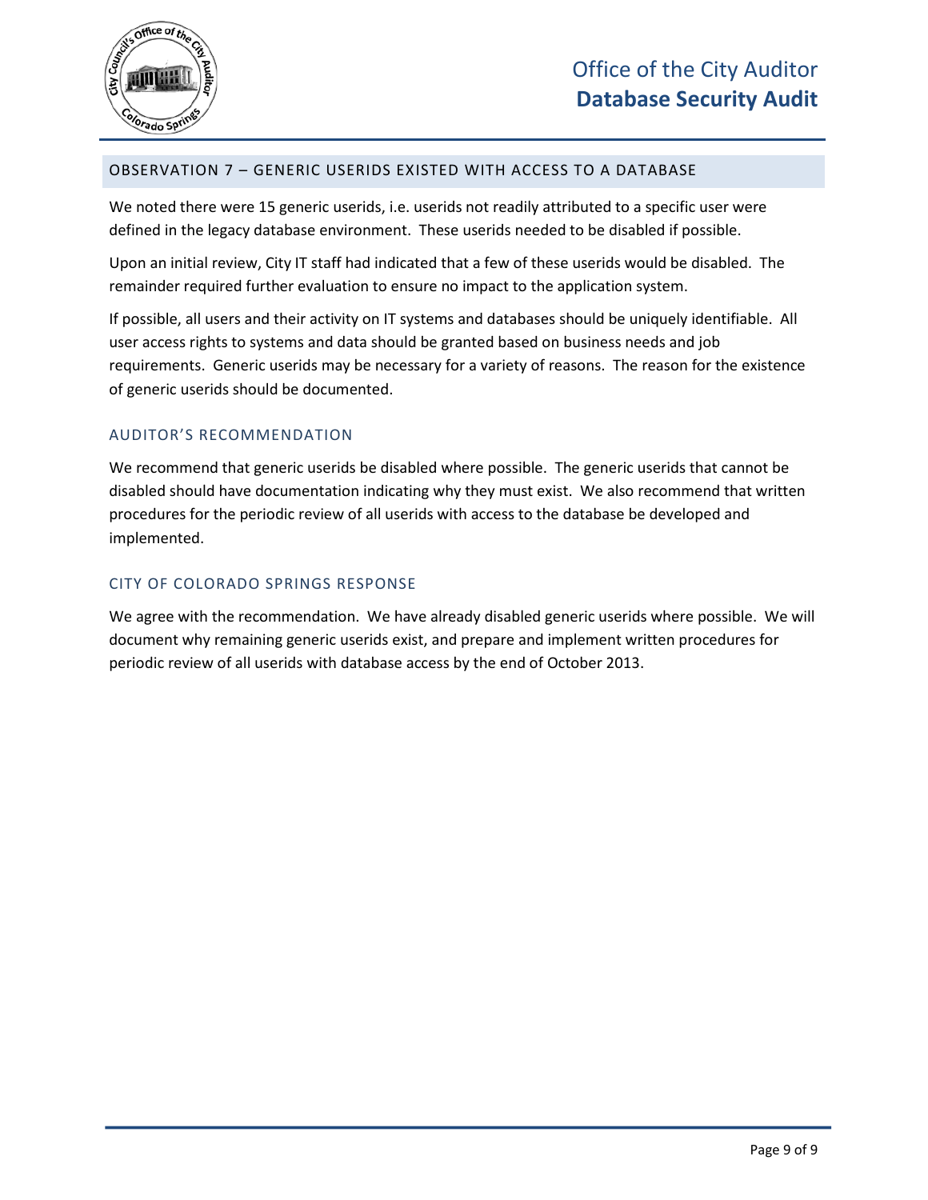## OBSERVATION 7 – GENERIC USERIDS EXISTED WITH ACCESS TO A DATABASE

We noted there were 15 generic userids, i.e. userids not readily attributed to a specific user were defined in the legacy database environment. These userids needed to be disabled if possible.

Upon an initial review, City IT staff had indicated that a few of these userids would be disabled. The remainder required further evaluation to ensure no impact to the application system.

If possible, all users and their activity on IT systems and databases should be uniquely identifiable. All user access rights to systems and data should be granted based on business needs and job requirements. Generic userids may be necessary for a variety of reasons. The reason for the existence of generic userids should be documented.

### AUDITOR'S RECOMMENDATION

We recommend that generic userids be disabled where possible. The generic userids that cannot be disabled should have documentation indicating why they must exist. We also recommend that written procedures for the periodic review of all userids with access to the database be developed and implemented.

### CITY OF COLORADO SPRINGS RESPONSE

We agree with the recommendation. We have already disabled generic userids where possible. We will document why remaining generic userids exist, and prepare and implement written procedures for periodic review of all userids with database access by the end of October 2013.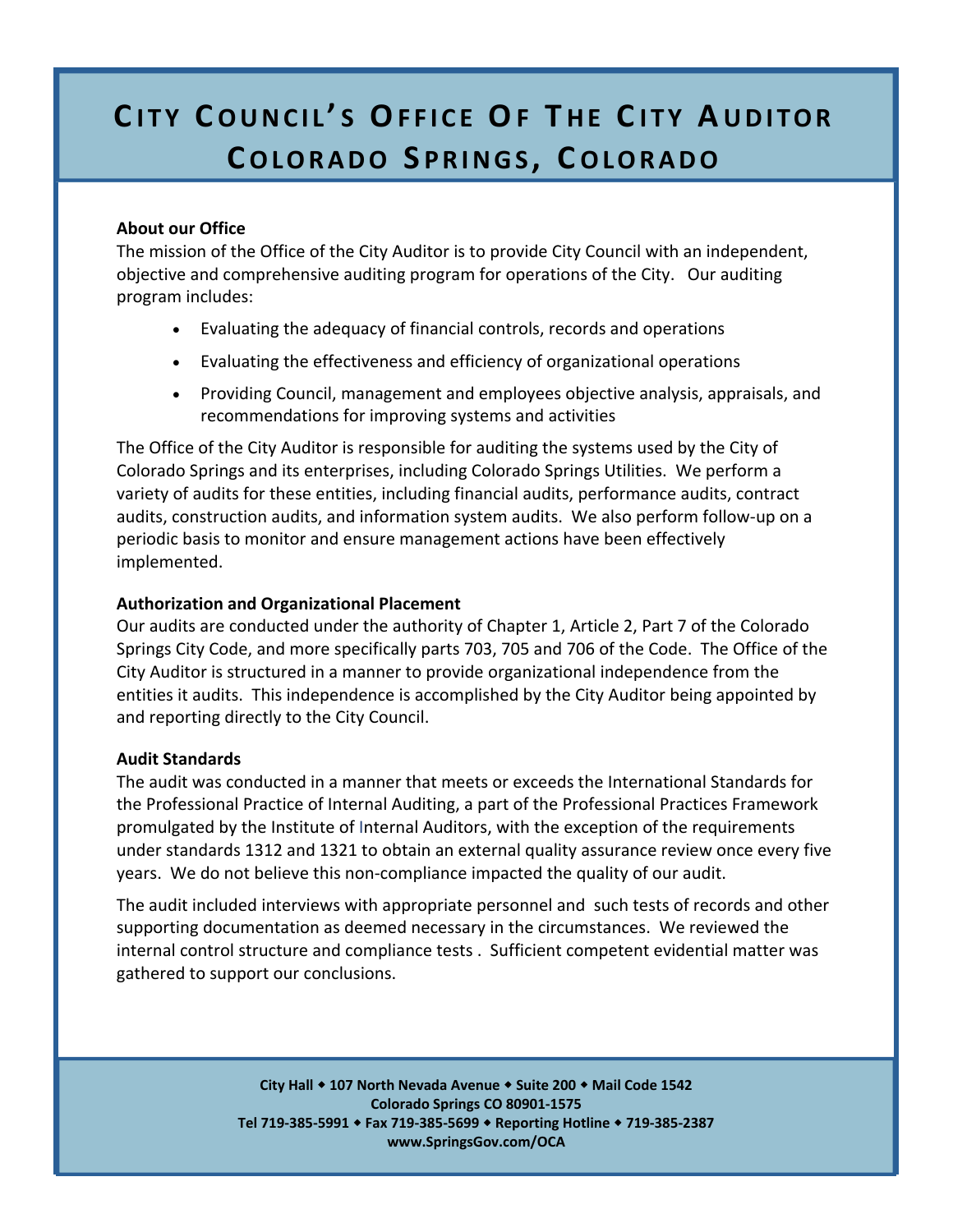# City Council's Office Of The City Auditor
# Colorado Springs, Colorado

**About our Office**

The mission of the Office of the City Auditor is to provide City Council with an independent, objective and comprehensive auditing program for operations of the City. Our auditing program includes:

- Evaluating the adequacy of financial controls, records and operations
- Evaluating the effectiveness and efficiency of organizational operations
- Providing Council, management and employees objective analysis, appraisals, and recommendations for improving systems and activities

The Office of the City Auditor is responsible for auditing the systems used by the City of Colorado Springs and its enterprises, including Colorado Springs Utilities. We perform a variety of audits for these entities, including financial audits, performance audits, contract audits, construction audits, and information system audits. We also perform follow-up on a periodic basis to monitor and ensure management actions have been effectively implemented.

**Authorization and Organizational Placement**

Our audits are conducted under the authority of Chapter 1, Article 2, Part 7 of the Colorado Springs City Code, and more specifically parts 703, 705 and 706 of the Code. The Office of the City Auditor is structured in a manner to provide organizational independence from the entities it audits. This independence is accomplished by the City Auditor being appointed by and reporting directly to the City Council.

**Audit Standards**

The audit was conducted in a manner that meets or exceeds the International Standards for the Professional Practice of Internal Auditing, a part of the Professional Practices Framework promulgated by the Institute of Internal Auditors, with the exception of the requirements under standards 1312 and 1321 to obtain an external quality assurance review once every five years. We do not believe this non-compliance impacted the quality of our audit.

The audit included interviews with appropriate personnel and such tests of records and other supporting documentation as deemed necessary in the circumstances. We reviewed the internal control structure and compliance tests . Sufficient competent evidential matter was gathered to support our conclusions.

**City Hall ◆ 107 North Nevada Avenue ◆ Suite 200 ◆ Mail Code 1542**
**Colorado Springs CO 80901-1575**
**Tel 719-385-5991 ◆ Fax 719-385-5699 ◆ Reporting Hotline ◆ 719-385-2387**
**www.SpringsGov.com/OCA**